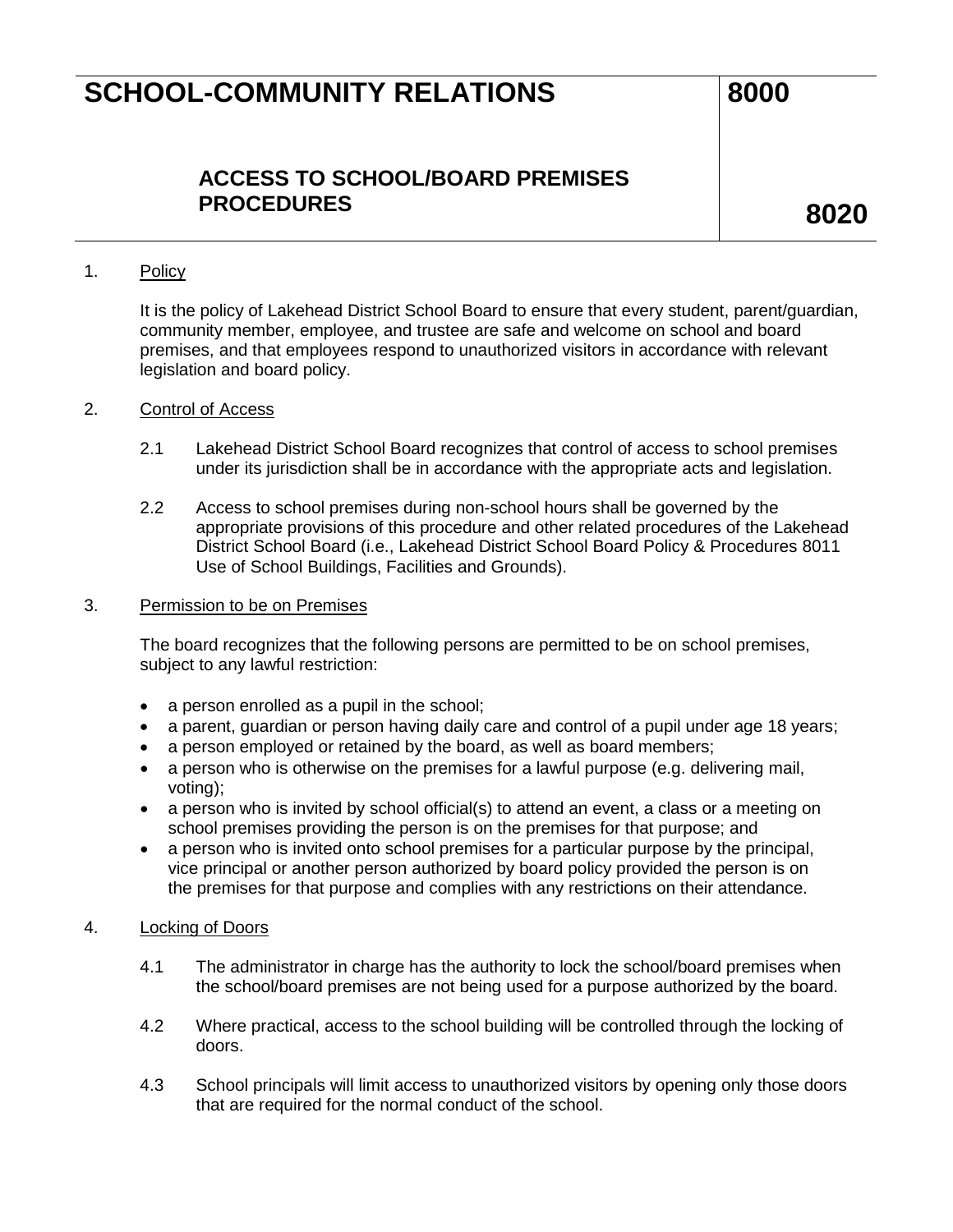# SCHOOL-COMMUNITY RELATIONS 8000

## ACCESS TO SCHOOL/BOARD PREMISES PROCEDURES 8020

1. Policy

   It is the policy of Lakehead District School Board to ensure that every student, parent/guardian, community member, employee, and trustee are safe and welcome on school and board premises, and that employees respond to unauthorized visitors in accordance with relevant legislation and board policy.

2. Control of Access

   2.1 Lakehead District School Board recognizes that control of access to school premises under its jurisdiction shall be in accordance with the appropriate acts and legislation.

   2.2 Access to school premises during non-school hours shall be governed by the appropriate provisions of this procedure and other related procedures of the Lakehead District School Board (i.e., Lakehead District School Board Policy & Procedures 8011 Use of School Buildings, Facilities and Grounds).

3. Permission to be on Premises

   The board recognizes that the following persons are permitted to be on school premises, subject to any lawful restriction:

   - a person enrolled as a pupil in the school;
   - a parent, guardian or person having daily care and control of a pupil under age 18 years;
   - a person employed or retained by the board, as well as board members;
   - a person who is otherwise on the premises for a lawful purpose (e.g. delivering mail, voting);
   - a person who is invited by school official(s) to attend an event, a class or a meeting on school premises providing the person is on the premises for that purpose; and
   - a person who is invited onto school premises for a particular purpose by the principal, vice principal or another person authorized by board policy provided the person is on the premises for that purpose and complies with any restrictions on their attendance.

4. Locking of Doors

   4.1 The administrator in charge has the authority to lock the school/board premises when the school/board premises are not being used for a purpose authorized by the board.

   4.2 Where practical, access to the school building will be controlled through the locking of doors.

   4.3 School principals will limit access to unauthorized visitors by opening only those doors that are required for the normal conduct of the school.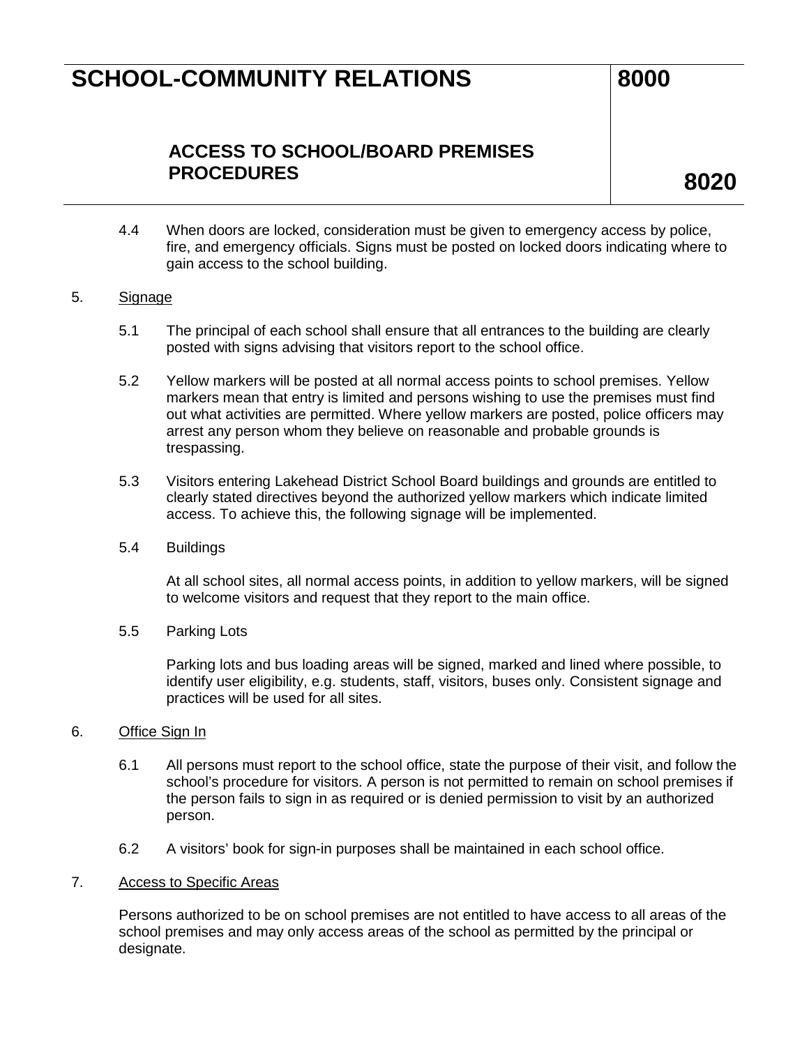4.4 When doors are locked, consideration must be given to emergency access by police, fire, and emergency officials. Signs must be posted on locked doors indicating where to gain access to the school building.

5. Signage

5.1 The principal of each school shall ensure that all entrances to the building are clearly posted with signs advising that visitors report to the school office.

5.2 Yellow markers will be posted at all normal access points to school premises. Yellow markers mean that entry is limited and persons wishing to use the premises must find out what activities are permitted. Where yellow markers are posted, police officers may arrest any person whom they believe on reasonable and probable grounds is trespassing.

5.3 Visitors entering Lakehead District School Board buildings and grounds are entitled to clearly stated directives beyond the authorized yellow markers which indicate limited access. To achieve this, the following signage will be implemented.

5.4 Buildings

At all school sites, all normal access points, in addition to yellow markers, will be signed to welcome visitors and request that they report to the main office.

5.5 Parking Lots

Parking lots and bus loading areas will be signed, marked and lined where possible, to identify user eligibility, e.g. students, staff, visitors, buses only. Consistent signage and practices will be used for all sites.

6. Office Sign In

6.1 All persons must report to the school office, state the purpose of their visit, and follow the school's procedure for visitors. A person is not permitted to remain on school premises if the person fails to sign in as required or is denied permission to visit by an authorized person.

6.2 A visitors' book for sign-in purposes shall be maintained in each school office.

7. Access to Specific Areas

Persons authorized to be on school premises are not entitled to have access to all areas of the school premises and may only access areas of the school as permitted by the principal or designate.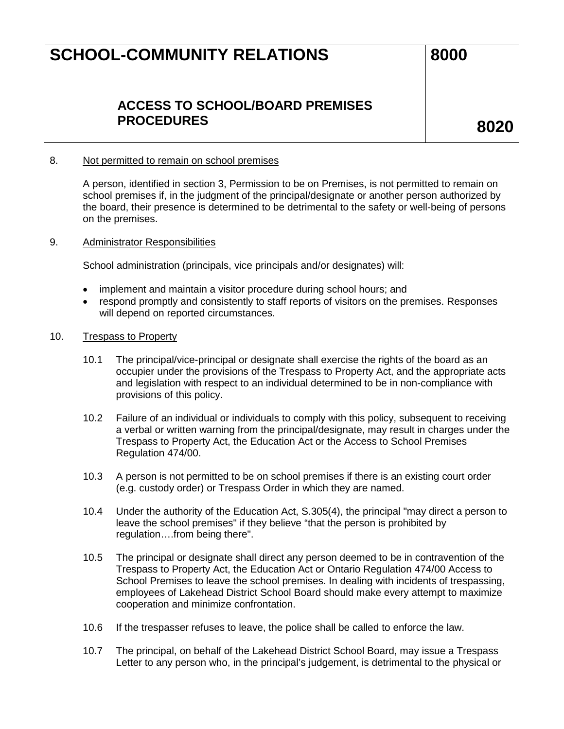8. Not permitted to remain on school premises

A person, identified in section 3, Permission to be on Premises, is not permitted to remain on school premises if, in the judgment of the principal/designate or another person authorized by the board, their presence is determined to be detrimental to the safety or well-being of persons on the premises.

9. Administrator Responsibilities

School administration (principals, vice principals and/or designates) will:

- implement and maintain a visitor procedure during school hours; and
- respond promptly and consistently to staff reports of visitors on the premises. Responses will depend on reported circumstances.

10. Trespass to Property

10.1 The principal/vice-principal or designate shall exercise the rights of the board as an occupier under the provisions of the Trespass to Property Act, and the appropriate acts and legislation with respect to an individual determined to be in non-compliance with provisions of this policy.

10.2 Failure of an individual or individuals to comply with this policy, subsequent to receiving a verbal or written warning from the principal/designate, may result in charges under the Trespass to Property Act, the Education Act or the Access to School Premises Regulation 474/00.

10.3 A person is not permitted to be on school premises if there is an existing court order (e.g. custody order) or Trespass Order in which they are named.

10.4 Under the authority of the Education Act, S.305(4), the principal "may direct a person to leave the school premises" if they believe "that the person is prohibited by regulation….from being there".

10.5 The principal or designate shall direct any person deemed to be in contravention of the Trespass to Property Act, the Education Act or Ontario Regulation 474/00 Access to School Premises to leave the school premises. In dealing with incidents of trespassing, employees of Lakehead District School Board should make every attempt to maximize cooperation and minimize confrontation.

10.6 If the trespasser refuses to leave, the police shall be called to enforce the law.

10.7 The principal, on behalf of the Lakehead District School Board, may issue a Trespass Letter to any person who, in the principal's judgement, is detrimental to the physical or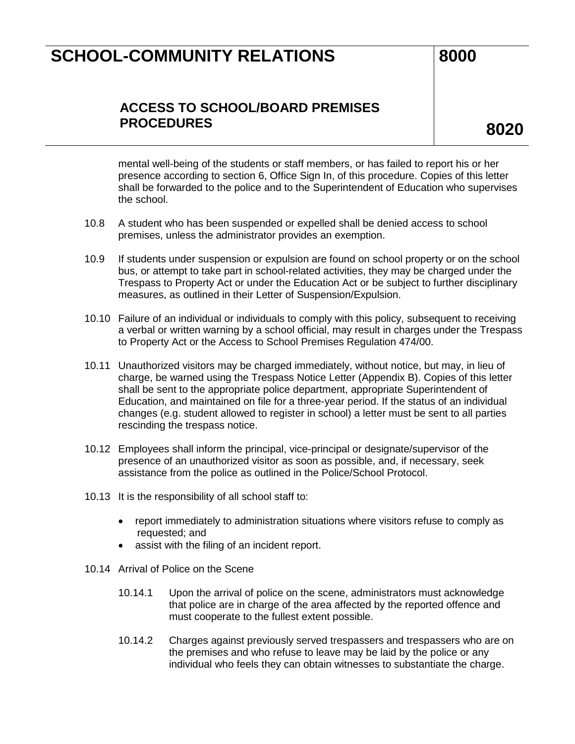mental well-being of the students or staff members, or has failed to report his or her presence according to section 6, Office Sign In, of this procedure. Copies of this letter shall be forwarded to the police and to the Superintendent of Education who supervises the school.

10.8 A student who has been suspended or expelled shall be denied access to school premises, unless the administrator provides an exemption.

10.9 If students under suspension or expulsion are found on school property or on the school bus, or attempt to take part in school-related activities, they may be charged under the Trespass to Property Act or under the Education Act or be subject to further disciplinary measures, as outlined in their Letter of Suspension/Expulsion.

10.10 Failure of an individual or individuals to comply with this policy, subsequent to receiving a verbal or written warning by a school official, may result in charges under the Trespass to Property Act or the Access to School Premises Regulation 474/00.

10.11 Unauthorized visitors may be charged immediately, without notice, but may, in lieu of charge, be warned using the Trespass Notice Letter (Appendix B). Copies of this letter shall be sent to the appropriate police department, appropriate Superintendent of Education, and maintained on file for a three-year period. If the status of an individual changes (e.g. student allowed to register in school) a letter must be sent to all parties rescinding the trespass notice.

10.12 Employees shall inform the principal, vice-principal or designate/supervisor of the presence of an unauthorized visitor as soon as possible, and, if necessary, seek assistance from the police as outlined in the Police/School Protocol.

10.13 It is the responsibility of all school staff to:

- report immediately to administration situations where visitors refuse to comply as requested; and
- assist with the filing of an incident report.

10.14 Arrival of Police on the Scene

10.14.1 Upon the arrival of police on the scene, administrators must acknowledge that police are in charge of the area affected by the reported offence and must cooperate to the fullest extent possible.

10.14.2 Charges against previously served trespassers and trespassers who are on the premises and who refuse to leave may be laid by the police or any individual who feels they can obtain witnesses to substantiate the charge.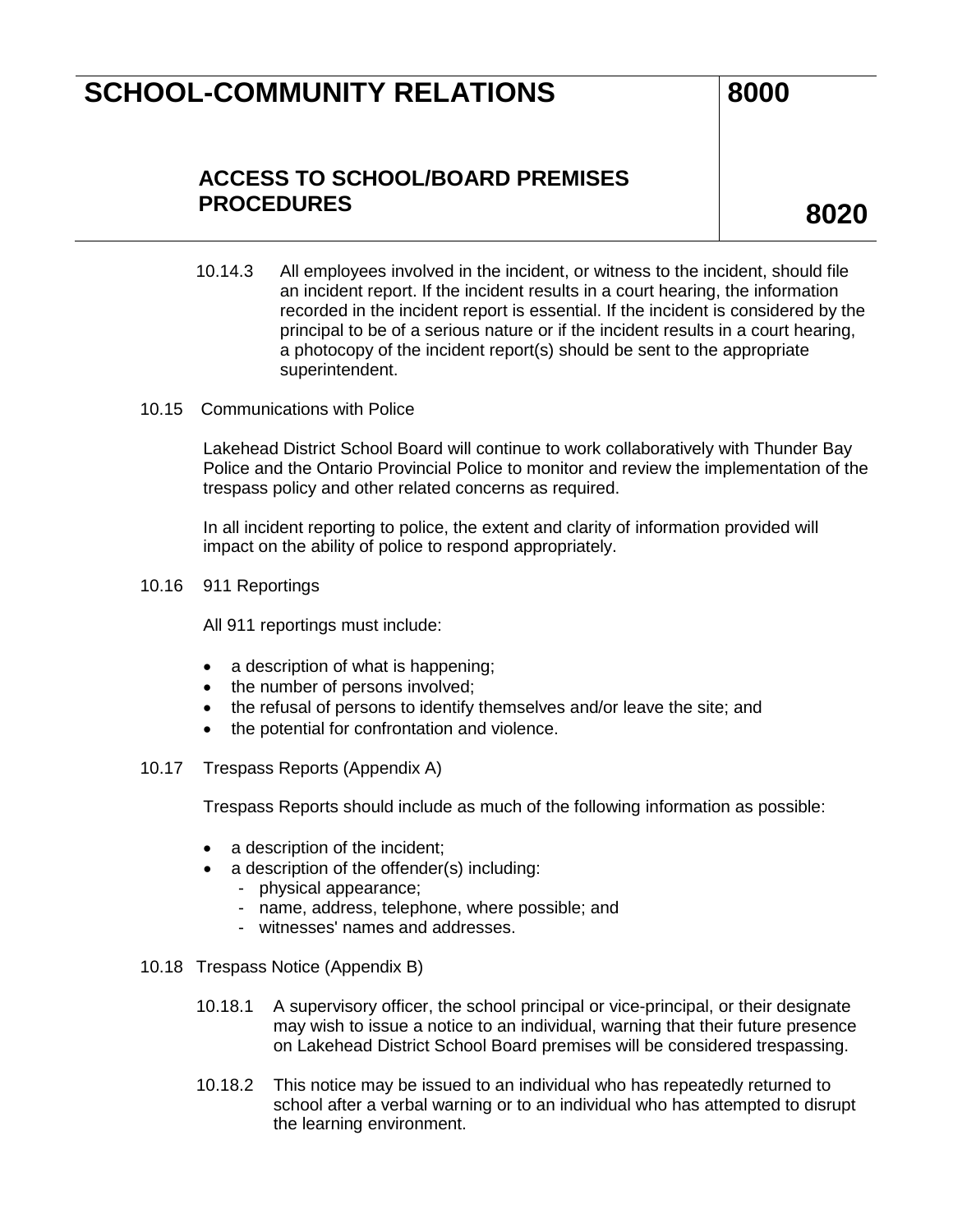10.14.3 All employees involved in the incident, or witness to the incident, should file an incident report. If the incident results in a court hearing, the information recorded in the incident report is essential. If the incident is considered by the principal to be of a serious nature or if the incident results in a court hearing, a photocopy of the incident report(s) should be sent to the appropriate superintendent.

10.15 Communications with Police

Lakehead District School Board will continue to work collaboratively with Thunder Bay Police and the Ontario Provincial Police to monitor and review the implementation of the trespass policy and other related concerns as required.

In all incident reporting to police, the extent and clarity of information provided will impact on the ability of police to respond appropriately.

10.16 911 Reportings

All 911 reportings must include:

- a description of what is happening;
- the number of persons involved;
- the refusal of persons to identify themselves and/or leave the site; and
- the potential for confrontation and violence.

10.17 Trespass Reports (Appendix A)

Trespass Reports should include as much of the following information as possible:

- a description of the incident;
- a description of the offender(s) including:
  - physical appearance;
  - name, address, telephone, where possible; and
  - witnesses' names and addresses.

10.18 Trespass Notice (Appendix B)

10.18.1 A supervisory officer, the school principal or vice-principal, or their designate may wish to issue a notice to an individual, warning that their future presence on Lakehead District School Board premises will be considered trespassing.

10.18.2 This notice may be issued to an individual who has repeatedly returned to school after a verbal warning or to an individual who has attempted to disrupt the learning environment.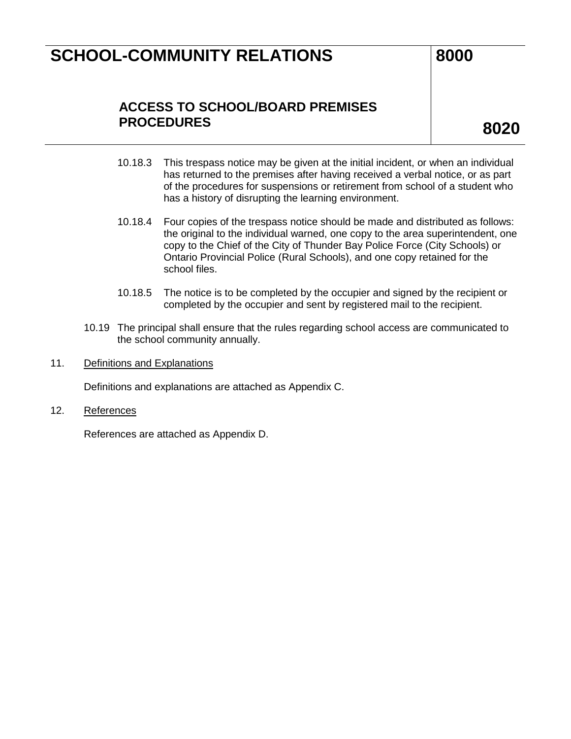10.18.3 This trespass notice may be given at the initial incident, or when an individual has returned to the premises after having received a verbal notice, or as part of the procedures for suspensions or retirement from school of a student who has a history of disrupting the learning environment.

10.18.4 Four copies of the trespass notice should be made and distributed as follows: the original to the individual warned, one copy to the area superintendent, one copy to the Chief of the City of Thunder Bay Police Force (City Schools) or Ontario Provincial Police (Rural Schools), and one copy retained for the school files.

10.18.5 The notice is to be completed by the occupier and signed by the recipient or completed by the occupier and sent by registered mail to the recipient.

10.19 The principal shall ensure that the rules regarding school access are communicated to the school community annually.

11. Definitions and Explanations

Definitions and explanations are attached as Appendix C.

12. References

References are attached as Appendix D.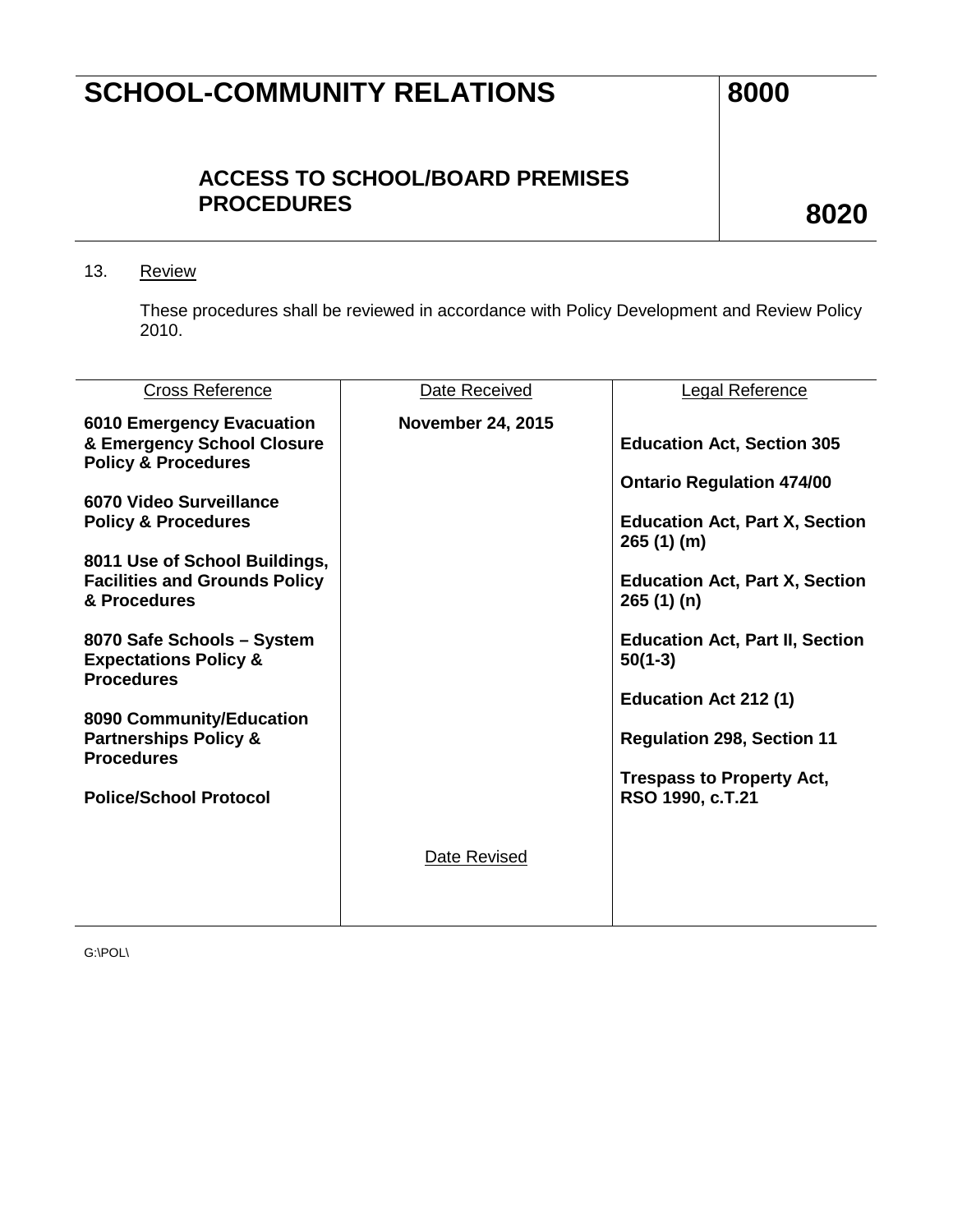# SCHOOL-COMMUNITY RELATIONS 8000

## ACCESS TO SCHOOL/BOARD PREMISES PROCEDURES 8020

13. Review

These procedures shall be reviewed in accordance with Policy Development and Review Policy 2010.

| Cross Reference | Date Received | Legal Reference |
|---|---|---|
| **6010 Emergency Evacuation & Emergency School Closure Policy & Procedures**<br><br>**6070 Video Surveillance Policy & Procedures**<br><br>**8011 Use of School Buildings, Facilities and Grounds Policy & Procedures**<br><br>**8070 Safe Schools – System Expectations Policy & Procedures**<br><br>**8090 Community/Education Partnerships Policy & Procedures**<br><br>**Police/School Protocol** | **November 24, 2015**<br><br><br><br><br><br>Date Revised | **Education Act, Section 305**<br><br>**Ontario Regulation 474/00**<br><br>**Education Act, Part X, Section 265 (1) (m)**<br><br>**Education Act, Part X, Section 265 (1) (n)**<br><br>**Education Act, Part II, Section 50(1-3)**<br><br>**Education Act 212 (1)**<br><br>**Regulation 298, Section 11**<br><br>**Trespass to Property Act, RSO 1990, c.T.21** |

G:\POL\